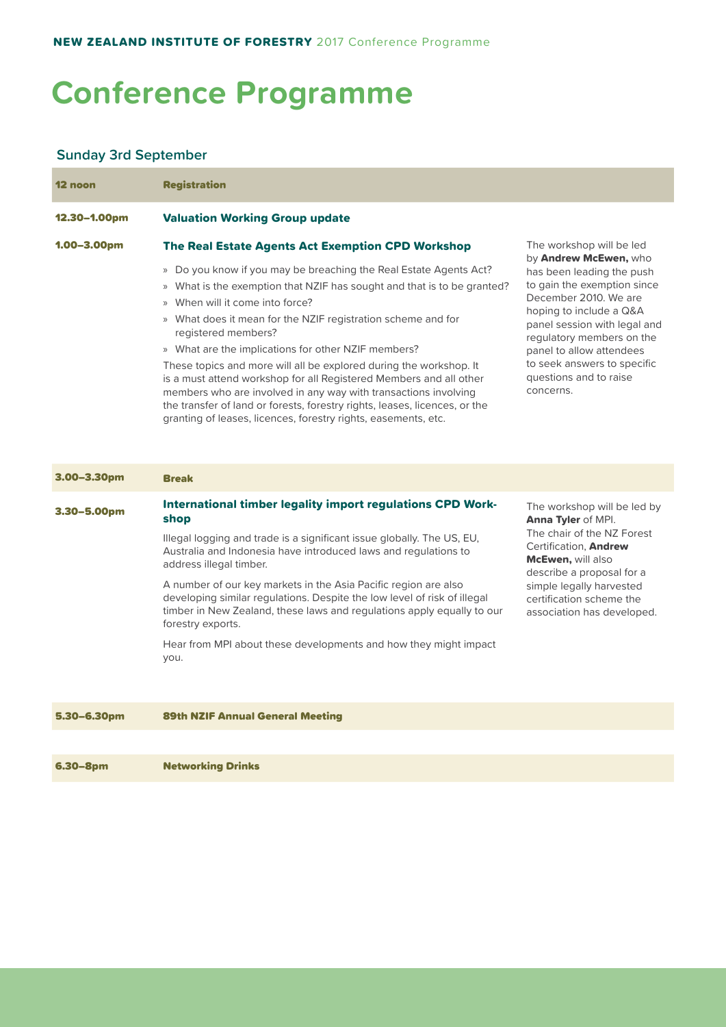# Conference Programme

## Sunday 3rd September

**12 noon** — **Registration**

**12.30–1.00pm** — **Valuation Working Group update**

**1.00–3.00pm** — **The Real Estate Agents Act Exemption CPD Workshop**

- Do you know if you may be breaching the Real Estate Agents Act?
- What is the exemption that NZIF has sought and that is to be granted?
- When will it come into force?
- What does it mean for the NZIF registration scheme and for registered members?
- What are the implications for other NZIF members?

These topics and more will all be explored during the workshop. It is a must attend workshop for all Registered Members and all other members who are involved in any way with transactions involving the transfer of land or forests, forestry rights, leases, licences, or the granting of leases, licences, forestry rights, easements, etc.

The workshop will be led by **Andrew McEwen,** who has been leading the push to gain the exemption since December 2010. We are hoping to include a Q&A panel session with legal and regulatory members on the panel to allow attendees to seek answers to specific questions and to raise concerns.

**3.00–3.30pm** — **Break**

**3.30–5.00pm** — **International timber legality import regulations CPD Workshop**

Illegal logging and trade is a significant issue globally. The US, EU, Australia and Indonesia have introduced laws and regulations to address illegal timber.

A number of our key markets in the Asia Pacific region are also developing similar regulations. Despite the low level of risk of illegal timber in New Zealand, these laws and regulations apply equally to our forestry exports.

Hear from MPI about these developments and how they might impact you.

The workshop will be led by **Anna Tyler** of MPI. The chair of the NZ Forest Certification, **Andrew McEwen,** will also describe a proposal for a simple legally harvested certification scheme the association has developed.

**5.30–6.30pm** — **89th NZIF Annual General Meeting**

**6.30–8pm** — **Networking Drinks**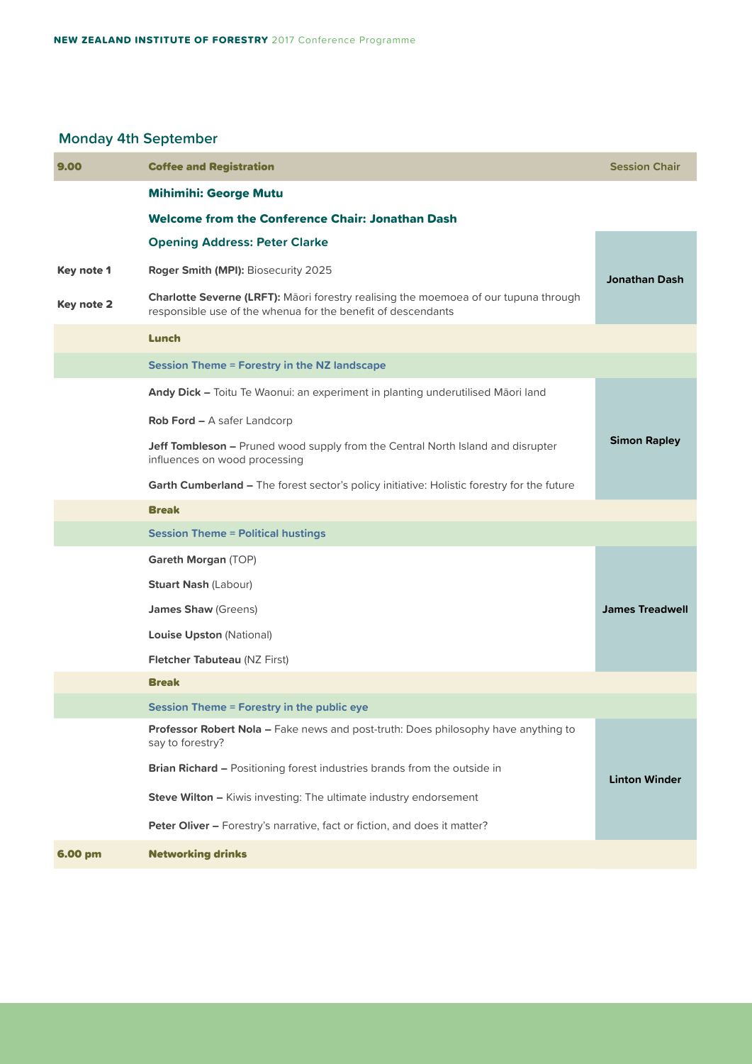## Monday 4th September

| 9.00 | Coffee and Registration | Session Chair |
|---|---|---|
| | **Mihimihi: George Mutu** | |
| | **Welcome from the Conference Chair: Jonathan Dash** | |
| | **Opening Address: Peter Clarke** | Jonathan Dash |
| **Key note 1** | **Roger Smith (MPI):** Biosecurity 2025 | |
| **Key note 2** | **Charlotte Severne (LRFT):** Māori forestry realising the moemoea of our tupuna through responsible use of the whenua for the benefit of descendants | |
| | **Lunch** | |
| | **Session Theme = Forestry in the NZ landscape** | |
| | **Andy Dick –** Toitu Te Waonui: an experiment in planting underutilised Māori land | Simon Rapley |
| | **Rob Ford –** A safer Landcorp | |
| | **Jeff Tombleson –** Pruned wood supply from the Central North Island and disrupter influences on wood processing | |
| | **Garth Cumberland –** The forest sector's policy initiative: Holistic forestry for the future | |
| | **Break** | |
| | **Session Theme = Political hustings** | |
| | **Gareth Morgan** (TOP) | James Treadwell |
| | **Stuart Nash** (Labour) | |
| | **James Shaw** (Greens) | |
| | **Louise Upston** (National) | |
| | **Fletcher Tabuteau** (NZ First) | |
| | **Break** | |
| | **Session Theme = Forestry in the public eye** | |
| | **Professor Robert Nola –** Fake news and post-truth: Does philosophy have anything to say to forestry? | Linton Winder |
| | **Brian Richard –** Positioning forest industries brands from the outside in | |
| | **Steve Wilton –** Kiwis investing: The ultimate industry endorsement | |
| | **Peter Oliver –** Forestry's narrative, fact or fiction, and does it matter? | |
| **6.00 pm** | **Networking drinks** | |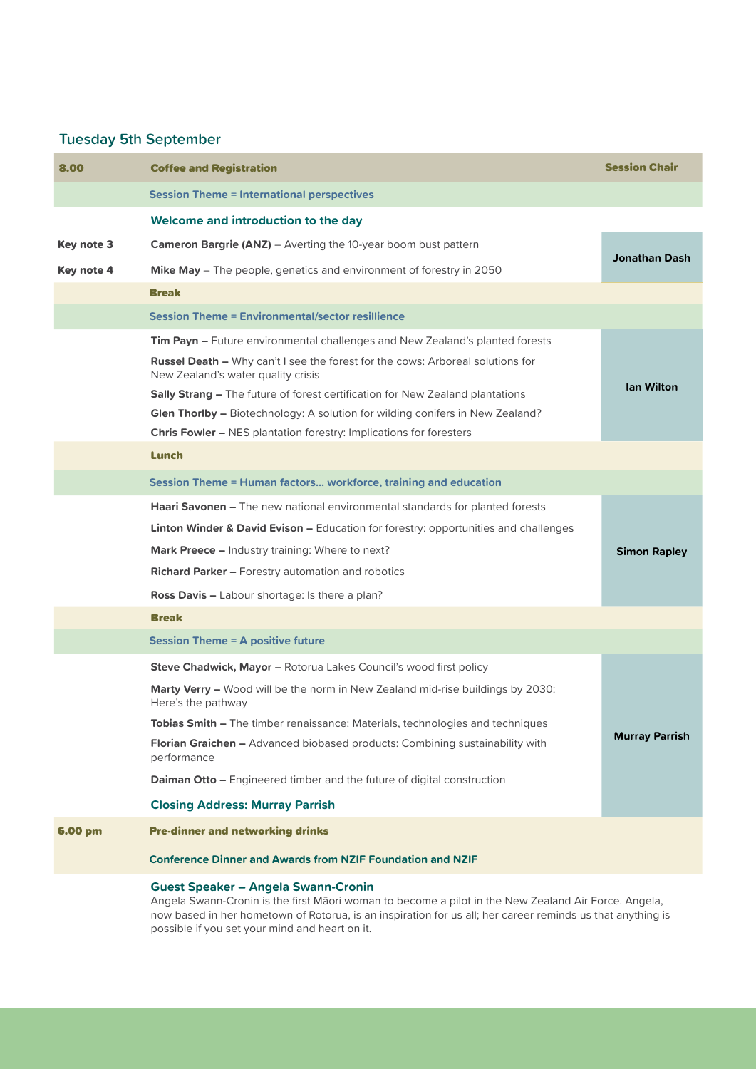## Tuesday 5th September

| 8.00 | Coffee and Registration | Session Chair |
|---|---|---|
| | **Session Theme = International perspectives** | |
| | **Welcome and introduction to the day** | |
| Key note 3 | **Cameron Bargrie (ANZ)** – Averting the 10-year boom bust pattern | Jonathan Dash |
| Key note 4 | **Mike May** – The people, genetics and environment of forestry in 2050 | |
| | **Break** | |
| | **Session Theme = Environmental/sector resillience** | |
| | **Tim Payn –** Future environmental challenges and New Zealand's planted forests | Ian Wilton |
| | **Russel Death –** Why can't I see the forest for the cows: Arboreal solutions for New Zealand's water quality crisis | |
| | **Sally Strang –** The future of forest certification for New Zealand plantations | |
| | **Glen Thorlby –** Biotechnology: A solution for wilding conifers in New Zealand? | |
| | **Chris Fowler –** NES plantation forestry: Implications for foresters | |
| | **Lunch** | |
| | **Session Theme = Human factors... workforce, training and education** | |
| | **Haari Savonen –** The new national environmental standards for planted forests | Simon Rapley |
| | **Linton Winder & David Evison –** Education for forestry: opportunities and challenges | |
| | **Mark Preece –** Industry training: Where to next? | |
| | **Richard Parker –** Forestry automation and robotics | |
| | **Ross Davis –** Labour shortage: Is there a plan? | |
| | **Break** | |
| | **Session Theme = A positive future** | |
| | **Steve Chadwick, Mayor –** Rotorua Lakes Council's wood first policy | Murray Parrish |
| | **Marty Verry –** Wood will be the norm in New Zealand mid-rise buildings by 2030: Here's the pathway | |
| | **Tobias Smith –** The timber renaissance: Materials, technologies and techniques | |
| | **Florian Graichen –** Advanced biobased products: Combining sustainability with performance | |
| | **Daiman Otto –** Engineered timber and the future of digital construction | |
| | **Closing Address: Murray Parrish** | |
| 6.00 pm | **Pre-dinner and networking drinks** | |
| | **Conference Dinner and Awards from NZIF Foundation and NZIF** | |

**Guest Speaker – Angela Swann-Cronin**
Angela Swann-Cronin is the first Māori woman to become a pilot in the New Zealand Air Force. Angela, now based in her hometown of Rotorua, is an inspiration for us all; her career reminds us that anything is possible if you set your mind and heart on it.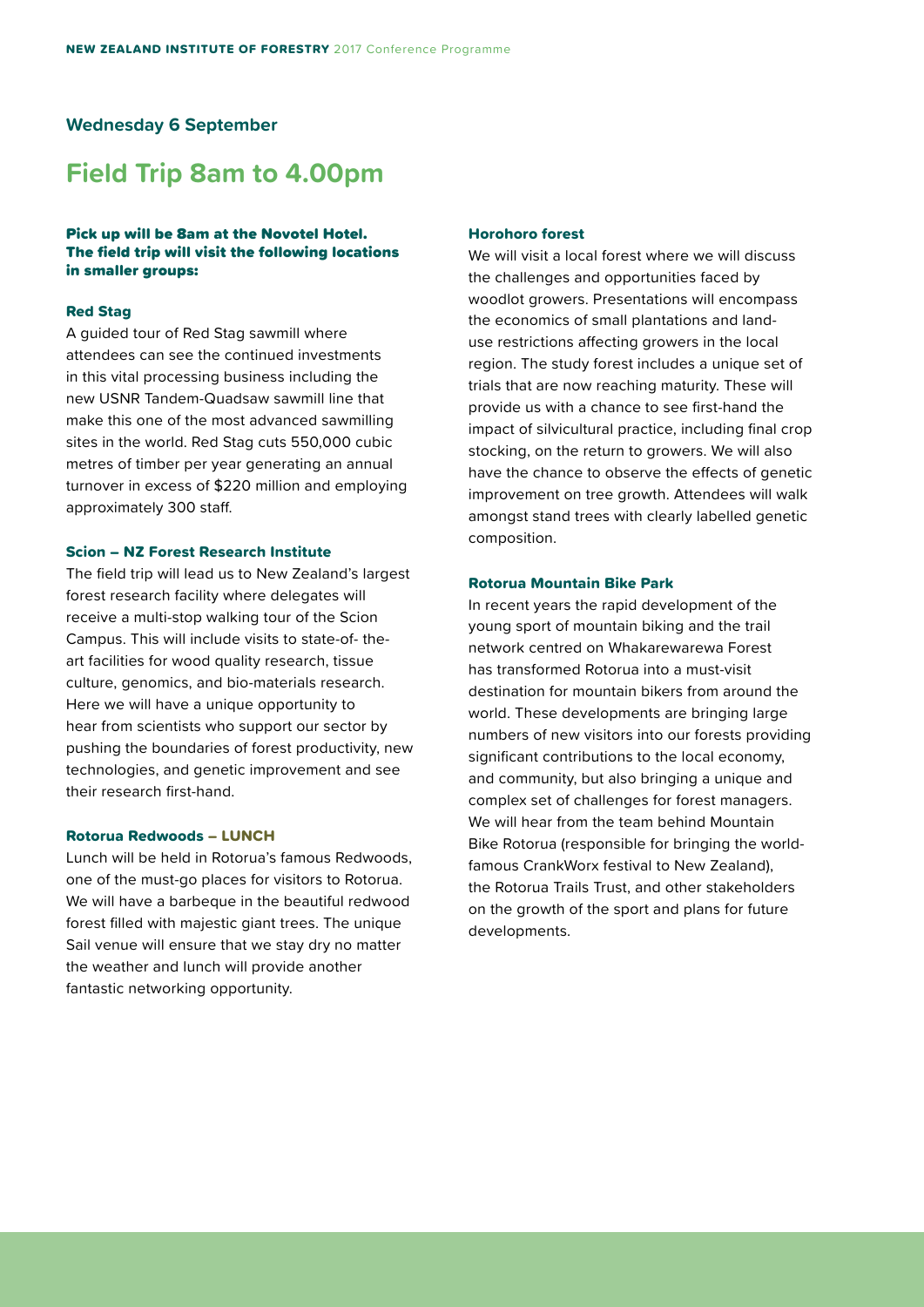**Wednesday 6 September**

# Field Trip 8am to 4.00pm

**Pick up will be 8am at the Novotel Hotel. The field trip will visit the following locations in smaller groups:**

### Red Stag

A guided tour of Red Stag sawmill where attendees can see the continued investments in this vital processing business including the new USNR Tandem-Quadsaw sawmill line that make this one of the most advanced sawmilling sites in the world. Red Stag cuts 550,000 cubic metres of timber per year generating an annual turnover in excess of $220 million and employing approximately 300 staff.

### Scion – NZ Forest Research Institute

The field trip will lead us to New Zealand's largest forest research facility where delegates will receive a multi-stop walking tour of the Scion Campus. This will include visits to state-of- the-art facilities for wood quality research, tissue culture, genomics, and bio-materials research. Here we will have a unique opportunity to hear from scientists who support our sector by pushing the boundaries of forest productivity, new technologies, and genetic improvement and see their research first-hand.

### Rotorua Redwoods – LUNCH

Lunch will be held in Rotorua's famous Redwoods, one of the must-go places for visitors to Rotorua. We will have a barbeque in the beautiful redwood forest filled with majestic giant trees. The unique Sail venue will ensure that we stay dry no matter the weather and lunch will provide another fantastic networking opportunity.

### Horohoro forest

We will visit a local forest where we will discuss the challenges and opportunities faced by woodlot growers. Presentations will encompass the economics of small plantations and land-use restrictions affecting growers in the local region. The study forest includes a unique set of trials that are now reaching maturity. These will provide us with a chance to see first-hand the impact of silvicultural practice, including final crop stocking, on the return to growers. We will also have the chance to observe the effects of genetic improvement on tree growth. Attendees will walk amongst stand trees with clearly labelled genetic composition.

### Rotorua Mountain Bike Park

In recent years the rapid development of the young sport of mountain biking and the trail network centred on Whakarewarewa Forest has transformed Rotorua into a must-visit destination for mountain bikers from around the world. These developments are bringing large numbers of new visitors into our forests providing significant contributions to the local economy, and community, but also bringing a unique and complex set of challenges for forest managers. We will hear from the team behind Mountain Bike Rotorua (responsible for bringing the world-famous CrankWorx festival to New Zealand), the Rotorua Trails Trust, and other stakeholders on the growth of the sport and plans for future developments.